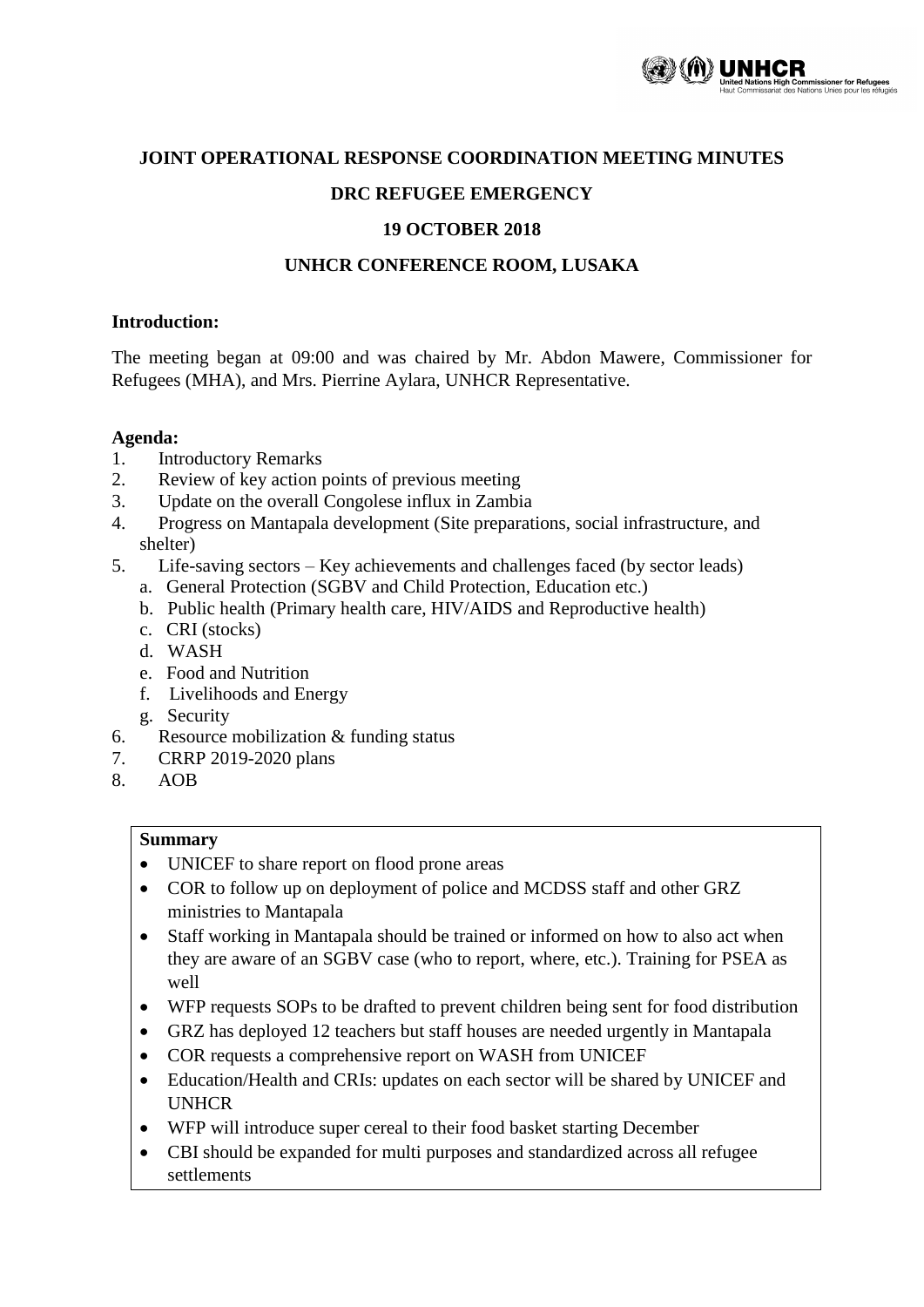# JOINT OPERATIONAL RESPONSE COORDINATION MEETING MINUTES

## DRC REFUGEE EMERGENCY

## 19 OCTOBER 2018

## UNHCR CONFERENCE ROOM, LUSAKA

**Introduction:**

The meeting began at 09:00 and was chaired by Mr. Abdon Mawere, Commissioner for Refugees (MHA), and Mrs. Pierrine Aylara, UNHCR Representative.

**Agenda:**

1. Introductory Remarks
2. Review of key action points of previous meeting
3. Update on the overall Congolese influx in Zambia
4. Progress on Mantapala development (Site preparations, social infrastructure, and shelter)
5. Life-saving sectors – Key achievements and challenges faced (by sector leads)
   a. General Protection (SGBV and Child Protection, Education etc.)
   b. Public health (Primary health care, HIV/AIDS and Reproductive health)
   c. CRI (stocks)
   d. WASH
   e. Food and Nutrition
   f. Livelihoods and Energy
   g. Security
6. Resource mobilization & funding status
7. CRRP 2019-2020 plans
8. AOB

**Summary**

- UNICEF to share report on flood prone areas
- COR to follow up on deployment of police and MCDSS staff and other GRZ ministries to Mantapala
- Staff working in Mantapala should be trained or informed on how to also act when they are aware of an SGBV case (who to report, where, etc.). Training for PSEA as well
- WFP requests SOPs to be drafted to prevent children being sent for food distribution
- GRZ has deployed 12 teachers but staff houses are needed urgently in Mantapala
- COR requests a comprehensive report on WASH from UNICEF
- Education/Health and CRIs: updates on each sector will be shared by UNICEF and UNHCR
- WFP will introduce super cereal to their food basket starting December
- CBI should be expanded for multi purposes and standardized across all refugee settlements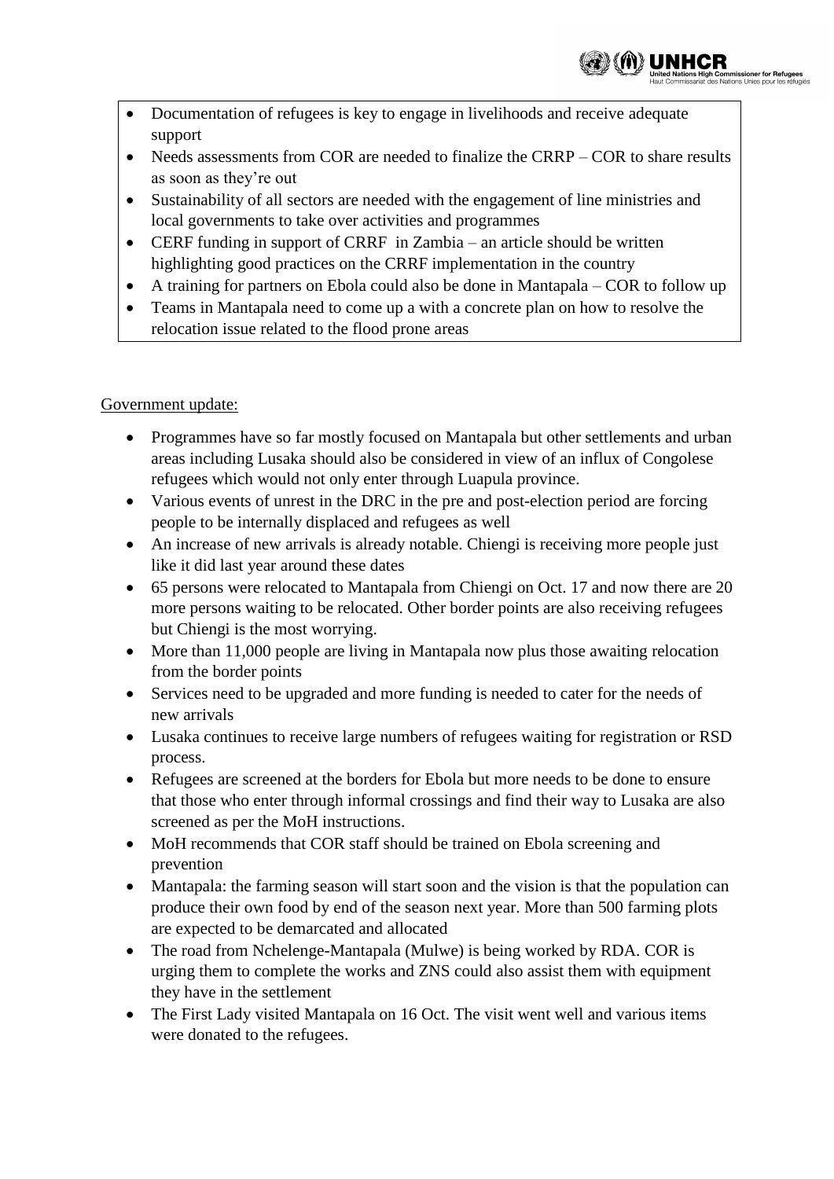- Documentation of refugees is key to engage in livelihoods and receive adequate support
- Needs assessments from COR are needed to finalize the CRRP – COR to share results as soon as they're out
- Sustainability of all sectors are needed with the engagement of line ministries and local governments to take over activities and programmes
- CERF funding in support of CRRF in Zambia – an article should be written highlighting good practices on the CRRF implementation in the country
- A training for partners on Ebola could also be done in Mantapala – COR to follow up
- Teams in Mantapala need to come up a with a concrete plan on how to resolve the relocation issue related to the flood prone areas

Government update:

- Programmes have so far mostly focused on Mantapala but other settlements and urban areas including Lusaka should also be considered in view of an influx of Congolese refugees which would not only enter through Luapula province.
- Various events of unrest in the DRC in the pre and post-election period are forcing people to be internally displaced and refugees as well
- An increase of new arrivals is already notable. Chiengi is receiving more people just like it did last year around these dates
- 65 persons were relocated to Mantapala from Chiengi on Oct. 17 and now there are 20 more persons waiting to be relocated. Other border points are also receiving refugees but Chiengi is the most worrying.
- More than 11,000 people are living in Mantapala now plus those awaiting relocation from the border points
- Services need to be upgraded and more funding is needed to cater for the needs of new arrivals
- Lusaka continues to receive large numbers of refugees waiting for registration or RSD process.
- Refugees are screened at the borders for Ebola but more needs to be done to ensure that those who enter through informal crossings and find their way to Lusaka are also screened as per the MoH instructions.
- MoH recommends that COR staff should be trained on Ebola screening and prevention
- Mantapala: the farming season will start soon and the vision is that the population can produce their own food by end of the season next year. More than 500 farming plots are expected to be demarcated and allocated
- The road from Nchelenge-Mantapala (Mulwe) is being worked by RDA. COR is urging them to complete the works and ZNS could also assist them with equipment they have in the settlement
- The First Lady visited Mantapala on 16 Oct. The visit went well and various items were donated to the refugees.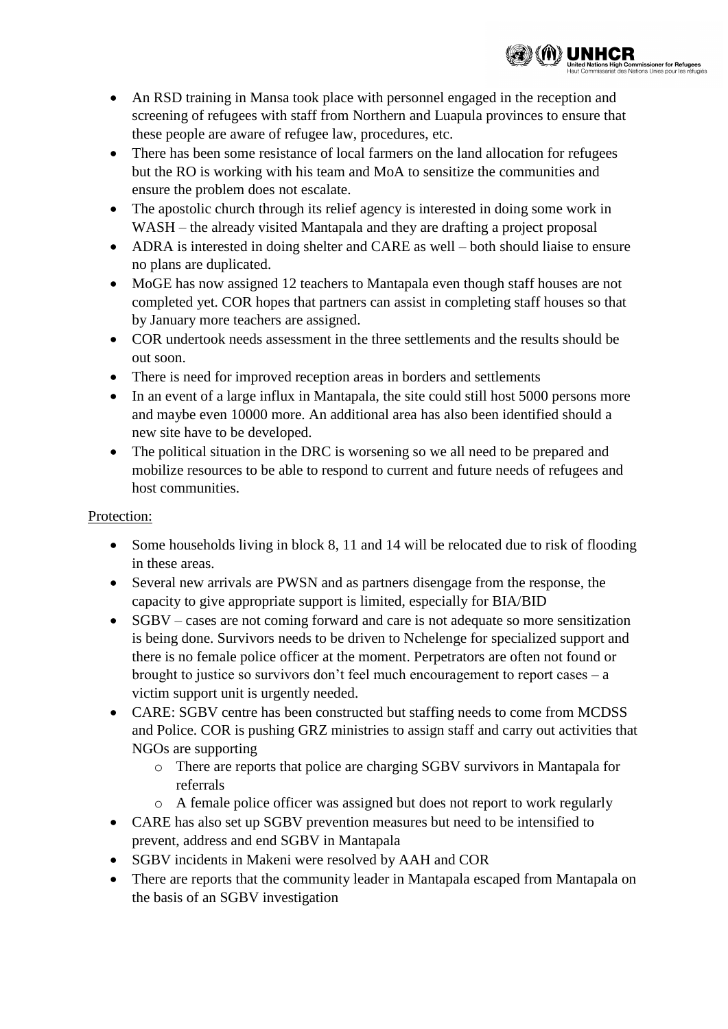- An RSD training in Mansa took place with personnel engaged in the reception and screening of refugees with staff from Northern and Luapula provinces to ensure that these people are aware of refugee law, procedures, etc.
- There has been some resistance of local farmers on the land allocation for refugees but the RO is working with his team and MoA to sensitize the communities and ensure the problem does not escalate.
- The apostolic church through its relief agency is interested in doing some work in WASH – the already visited Mantapala and they are drafting a project proposal
- ADRA is interested in doing shelter and CARE as well – both should liaise to ensure no plans are duplicated.
- MoGE has now assigned 12 teachers to Mantapala even though staff houses are not completed yet. COR hopes that partners can assist in completing staff houses so that by January more teachers are assigned.
- COR undertook needs assessment in the three settlements and the results should be out soon.
- There is need for improved reception areas in borders and settlements
- In an event of a large influx in Mantapala, the site could still host 5000 persons more and maybe even 10000 more. An additional area has also been identified should a new site have to be developed.
- The political situation in the DRC is worsening so we all need to be prepared and mobilize resources to be able to respond to current and future needs of refugees and host communities.

Protection:

- Some households living in block 8, 11 and 14 will be relocated due to risk of flooding in these areas.
- Several new arrivals are PWSN and as partners disengage from the response, the capacity to give appropriate support is limited, especially for BIA/BID
- SGBV – cases are not coming forward and care is not adequate so more sensitization is being done. Survivors needs to be driven to Nchelenge for specialized support and there is no female police officer at the moment. Perpetrators are often not found or brought to justice so survivors don't feel much encouragement to report cases – a victim support unit is urgently needed.
- CARE: SGBV centre has been constructed but staffing needs to come from MCDSS and Police. COR is pushing GRZ ministries to assign staff and carry out activities that NGOs are supporting
  - There are reports that police are charging SGBV survivors in Mantapala for referrals
  - A female police officer was assigned but does not report to work regularly
- CARE has also set up SGBV prevention measures but need to be intensified to prevent, address and end SGBV in Mantapala
- SGBV incidents in Makeni were resolved by AAH and COR
- There are reports that the community leader in Mantapala escaped from Mantapala on the basis of an SGBV investigation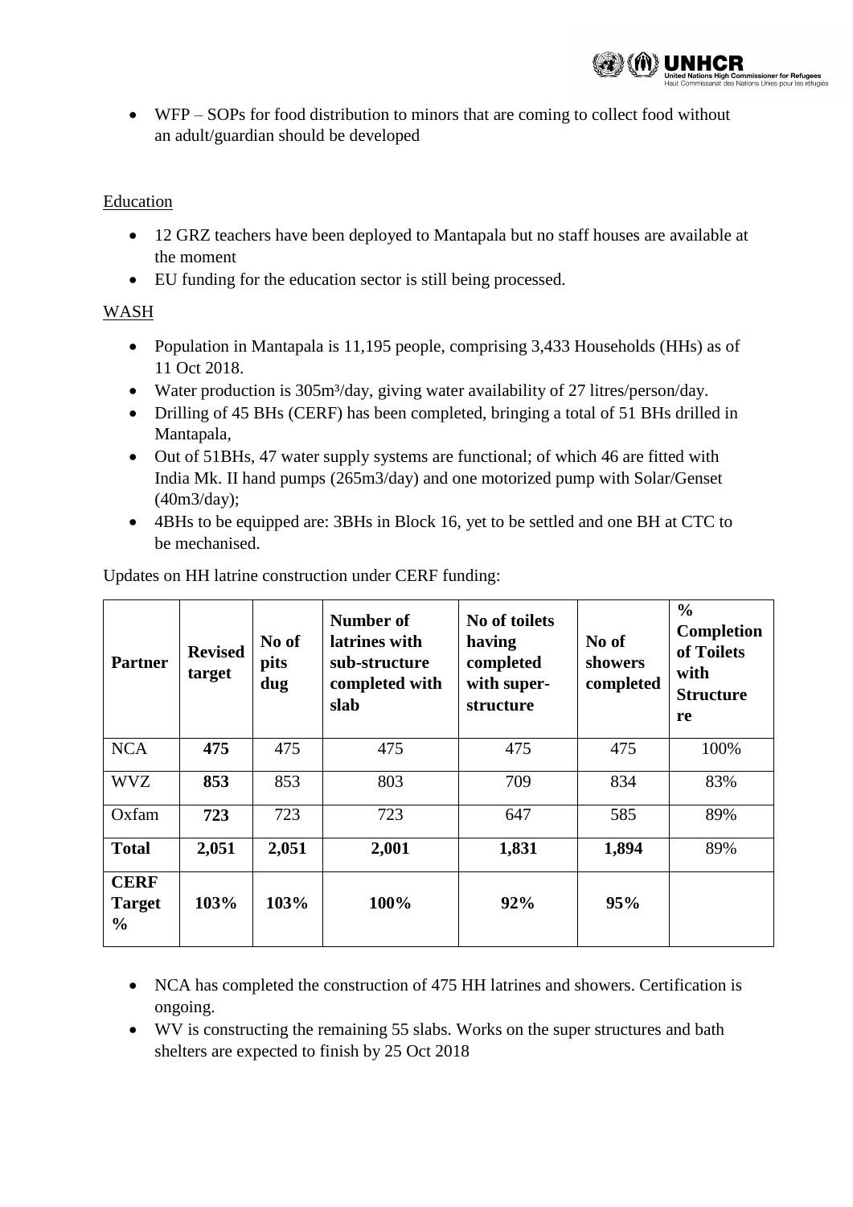- WFP – SOPs for food distribution to minors that are coming to collect food without an adult/guardian should be developed

Education

- 12 GRZ teachers have been deployed to Mantapala but no staff houses are available at the moment
- EU funding for the education sector is still being processed.

WASH

- Population in Mantapala is 11,195 people, comprising 3,433 Households (HHs) as of 11 Oct 2018.
- Water production is 305m³/day, giving water availability of 27 litres/person/day.
- Drilling of 45 BHs (CERF) has been completed, bringing a total of 51 BHs drilled in Mantapala,
- Out of 51BHs, 47 water supply systems are functional; of which 46 are fitted with India Mk. II hand pumps (265m3/day) and one motorized pump with Solar/Genset (40m3/day);
- 4BHs to be equipped are: 3BHs in Block 16, yet to be settled and one BH at CTC to be mechanised.

Updates on HH latrine construction under CERF funding:

| Partner | Revised target | No of pits dug | Number of latrines with sub-structure completed with slab | No of toilets having completed with super-structure | No of showers completed | % Completion of Toilets with Structure re |
|---|---|---|---|---|---|---|
| NCA | **475** | 475 | 475 | 475 | 475 | 100% |
| WVZ | **853** | 853 | 803 | 709 | 834 | 83% |
| Oxfam | **723** | 723 | 723 | 647 | 585 | 89% |
| **Total** | **2,051** | **2,051** | **2,001** | **1,831** | **1,894** | 89% |
| **CERF Target %** | **103%** | **103%** | **100%** | **92%** | **95%** | |

- NCA has completed the construction of 475 HH latrines and showers. Certification is ongoing.
- WV is constructing the remaining 55 slabs. Works on the super structures and bath shelters are expected to finish by 25 Oct 2018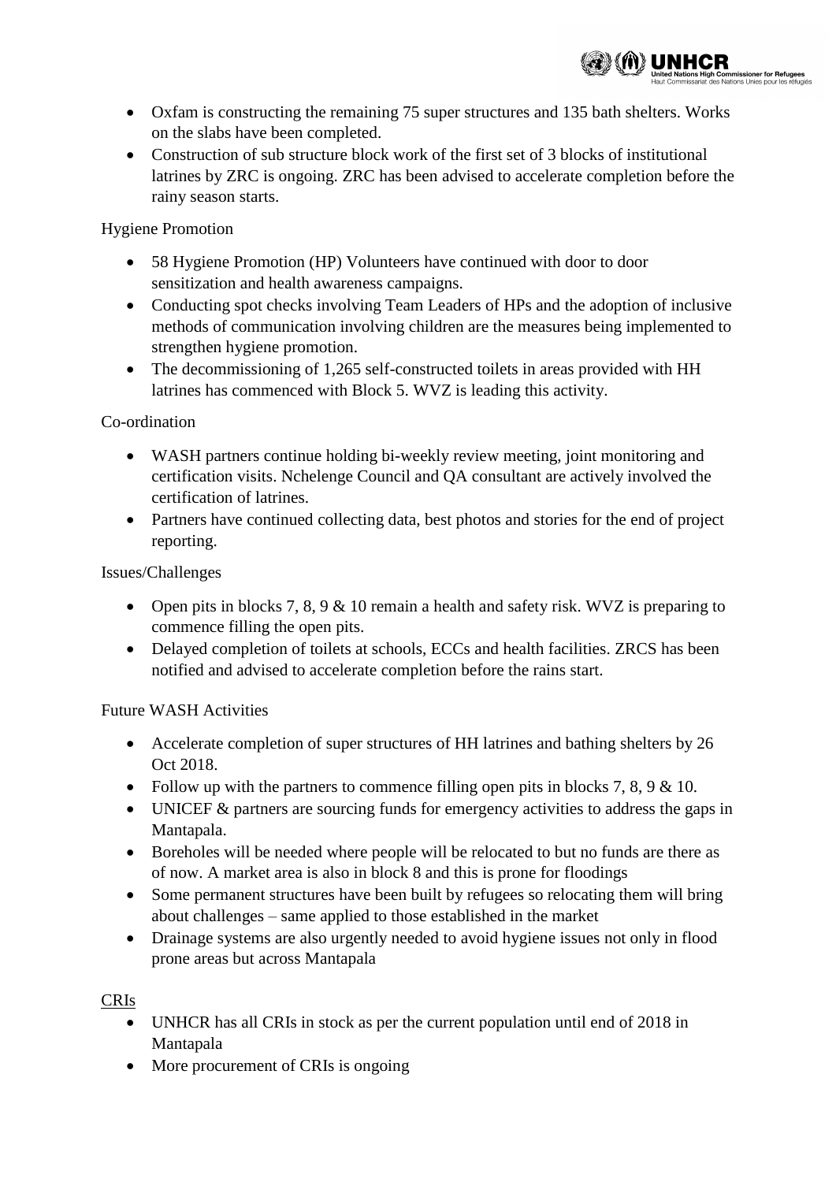- Oxfam is constructing the remaining 75 super structures and 135 bath shelters. Works on the slabs have been completed.
- Construction of sub structure block work of the first set of 3 blocks of institutional latrines by ZRC is ongoing. ZRC has been advised to accelerate completion before the rainy season starts.

Hygiene Promotion

- 58 Hygiene Promotion (HP) Volunteers have continued with door to door sensitization and health awareness campaigns.
- Conducting spot checks involving Team Leaders of HPs and the adoption of inclusive methods of communication involving children are the measures being implemented to strengthen hygiene promotion.
- The decommissioning of 1,265 self-constructed toilets in areas provided with HH latrines has commenced with Block 5. WVZ is leading this activity.

Co-ordination

- WASH partners continue holding bi-weekly review meeting, joint monitoring and certification visits. Nchelenge Council and QA consultant are actively involved the certification of latrines.
- Partners have continued collecting data, best photos and stories for the end of project reporting.

Issues/Challenges

- Open pits in blocks 7, 8, 9 & 10 remain a health and safety risk. WVZ is preparing to commence filling the open pits.
- Delayed completion of toilets at schools, ECCs and health facilities. ZRCS has been notified and advised to accelerate completion before the rains start.

Future WASH Activities

- Accelerate completion of super structures of HH latrines and bathing shelters by 26 Oct 2018.
- Follow up with the partners to commence filling open pits in blocks 7, 8, 9 & 10.
- UNICEF & partners are sourcing funds for emergency activities to address the gaps in Mantapala.
- Boreholes will be needed where people will be relocated to but no funds are there as of now. A market area is also in block 8 and this is prone for floodings
- Some permanent structures have been built by refugees so relocating them will bring about challenges – same applied to those established in the market
- Drainage systems are also urgently needed to avoid hygiene issues not only in flood prone areas but across Mantapala

CRIs

- UNHCR has all CRIs in stock as per the current population until end of 2018 in Mantapala
- More procurement of CRIs is ongoing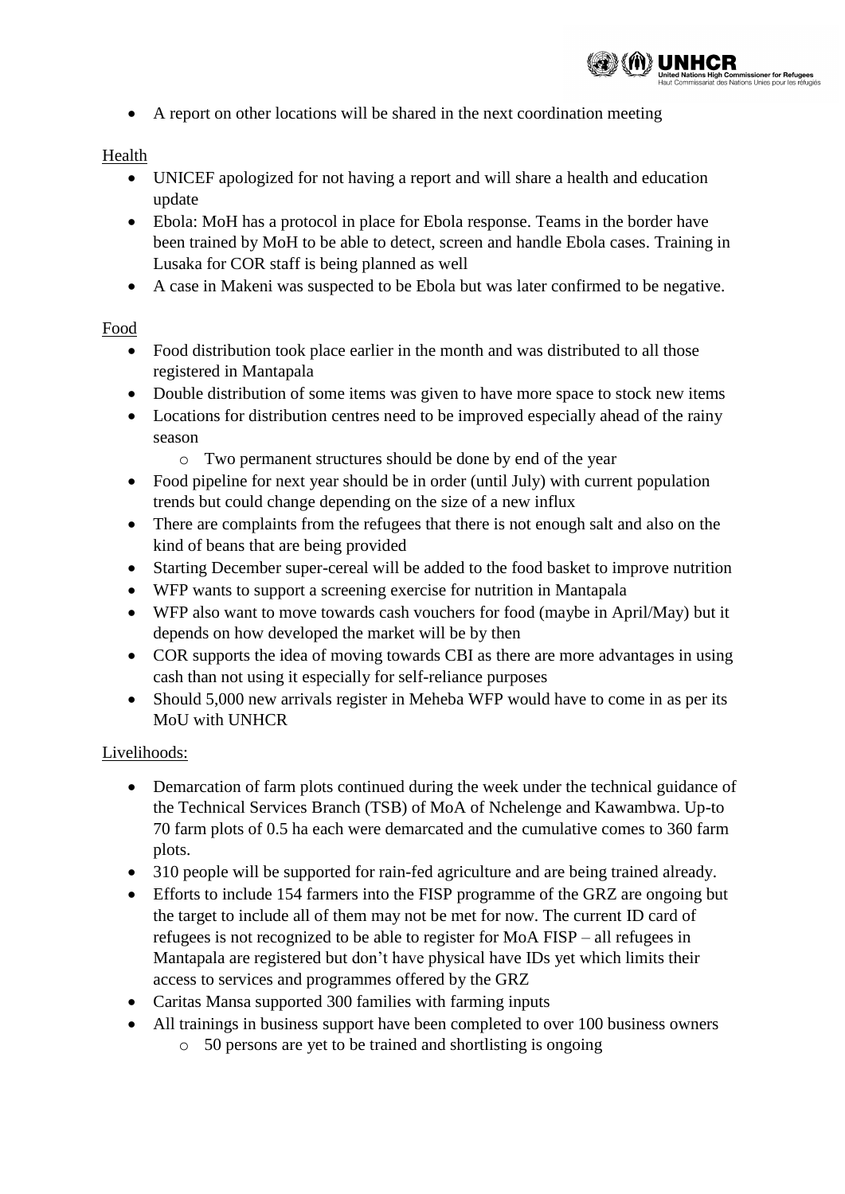- A report on other locations will be shared in the next coordination meeting

Health

- UNICEF apologized for not having a report and will share a health and education update
- Ebola: MoH has a protocol in place for Ebola response. Teams in the border have been trained by MoH to be able to detect, screen and handle Ebola cases. Training in Lusaka for COR staff is being planned as well
- A case in Makeni was suspected to be Ebola but was later confirmed to be negative.

Food

- Food distribution took place earlier in the month and was distributed to all those registered in Mantapala
- Double distribution of some items was given to have more space to stock new items
- Locations for distribution centres need to be improved especially ahead of the rainy season
  - Two permanent structures should be done by end of the year
- Food pipeline for next year should be in order (until July) with current population trends but could change depending on the size of a new influx
- There are complaints from the refugees that there is not enough salt and also on the kind of beans that are being provided
- Starting December super-cereal will be added to the food basket to improve nutrition
- WFP wants to support a screening exercise for nutrition in Mantapala
- WFP also want to move towards cash vouchers for food (maybe in April/May) but it depends on how developed the market will be by then
- COR supports the idea of moving towards CBI as there are more advantages in using cash than not using it especially for self-reliance purposes
- Should 5,000 new arrivals register in Meheba WFP would have to come in as per its MoU with UNHCR

Livelihoods:

- Demarcation of farm plots continued during the week under the technical guidance of the Technical Services Branch (TSB) of MoA of Nchelenge and Kawambwa. Up-to 70 farm plots of 0.5 ha each were demarcated and the cumulative comes to 360 farm plots.
- 310 people will be supported for rain-fed agriculture and are being trained already.
- Efforts to include 154 farmers into the FISP programme of the GRZ are ongoing but the target to include all of them may not be met for now. The current ID card of refugees is not recognized to be able to register for MoA FISP – all refugees in Mantapala are registered but don't have physical have IDs yet which limits their access to services and programmes offered by the GRZ
- Caritas Mansa supported 300 families with farming inputs
- All trainings in business support have been completed to over 100 business owners
  - 50 persons are yet to be trained and shortlisting is ongoing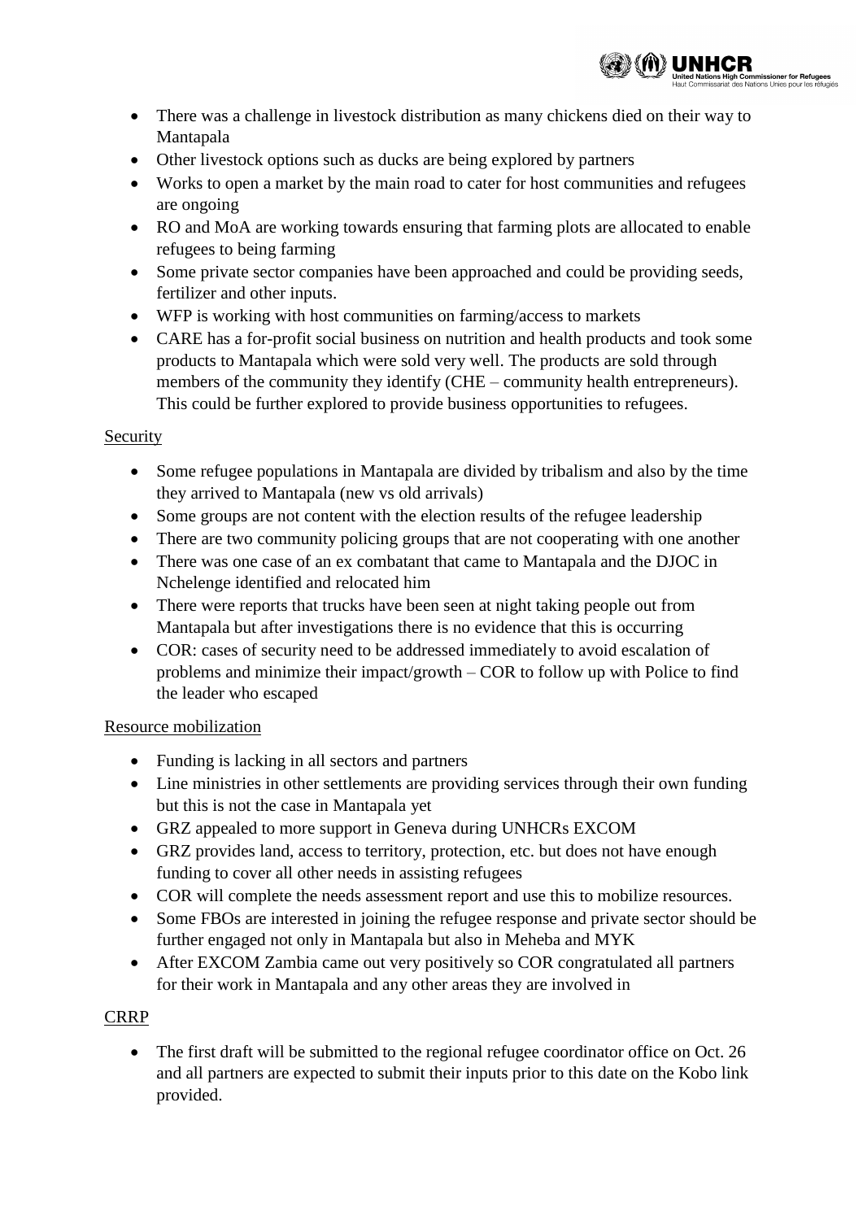- There was a challenge in livestock distribution as many chickens died on their way to Mantapala
- Other livestock options such as ducks are being explored by partners
- Works to open a market by the main road to cater for host communities and refugees are ongoing
- RO and MoA are working towards ensuring that farming plots are allocated to enable refugees to being farming
- Some private sector companies have been approached and could be providing seeds, fertilizer and other inputs.
- WFP is working with host communities on farming/access to markets
- CARE has a for-profit social business on nutrition and health products and took some products to Mantapala which were sold very well. The products are sold through members of the community they identify (CHE – community health entrepreneurs). This could be further explored to provide business opportunities to refugees.

Security

- Some refugee populations in Mantapala are divided by tribalism and also by the time they arrived to Mantapala (new vs old arrivals)
- Some groups are not content with the election results of the refugee leadership
- There are two community policing groups that are not cooperating with one another
- There was one case of an ex combatant that came to Mantapala and the DJOC in Nchelenge identified and relocated him
- There were reports that trucks have been seen at night taking people out from Mantapala but after investigations there is no evidence that this is occurring
- COR: cases of security need to be addressed immediately to avoid escalation of problems and minimize their impact/growth – COR to follow up with Police to find the leader who escaped

Resource mobilization

- Funding is lacking in all sectors and partners
- Line ministries in other settlements are providing services through their own funding but this is not the case in Mantapala yet
- GRZ appealed to more support in Geneva during UNHCRs EXCOM
- GRZ provides land, access to territory, protection, etc. but does not have enough funding to cover all other needs in assisting refugees
- COR will complete the needs assessment report and use this to mobilize resources.
- Some FBOs are interested in joining the refugee response and private sector should be further engaged not only in Mantapala but also in Meheba and MYK
- After EXCOM Zambia came out very positively so COR congratulated all partners for their work in Mantapala and any other areas they are involved in

CRRP

- The first draft will be submitted to the regional refugee coordinator office on Oct. 26 and all partners are expected to submit their inputs prior to this date on the Kobo link provided.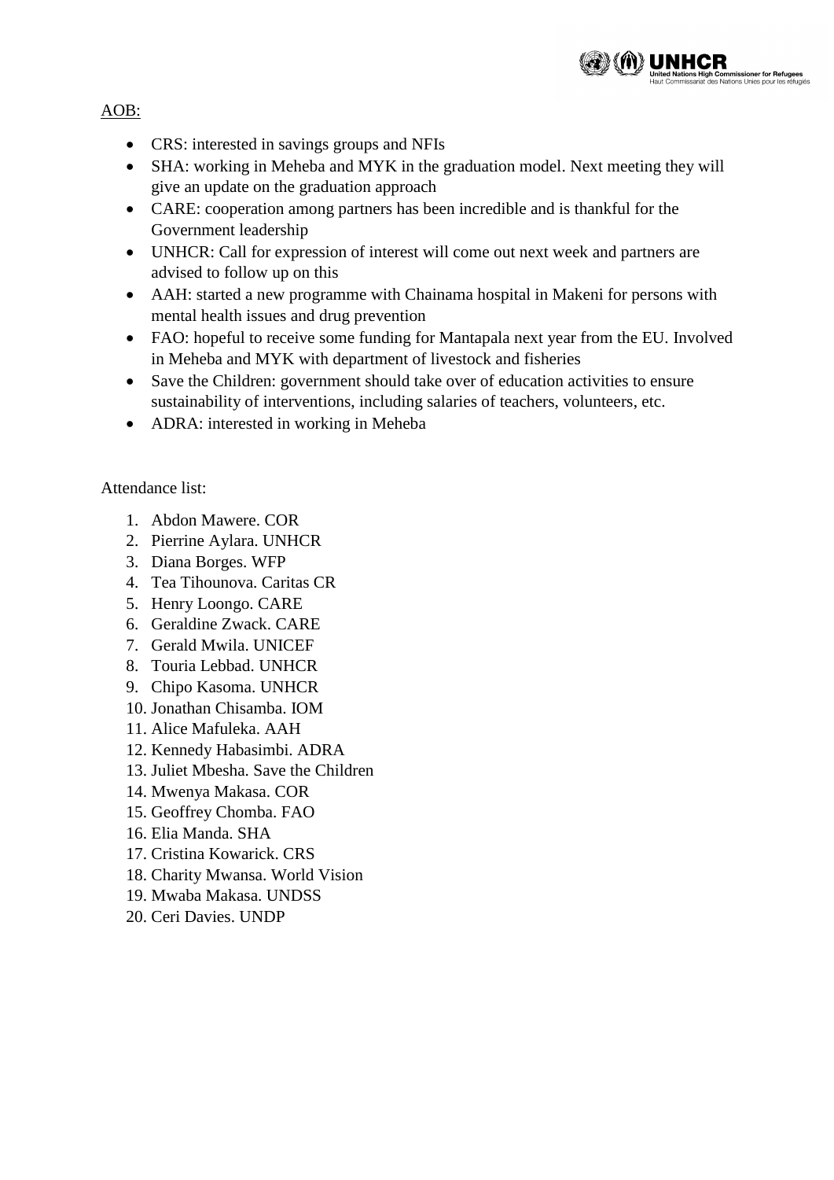AOB:

- CRS: interested in savings groups and NFIs
- SHA: working in Meheba and MYK in the graduation model. Next meeting they will give an update on the graduation approach
- CARE: cooperation among partners has been incredible and is thankful for the Government leadership
- UNHCR: Call for expression of interest will come out next week and partners are advised to follow up on this
- AAH: started a new programme with Chainama hospital in Makeni for persons with mental health issues and drug prevention
- FAO: hopeful to receive some funding for Mantapala next year from the EU. Involved in Meheba and MYK with department of livestock and fisheries
- Save the Children: government should take over of education activities to ensure sustainability of interventions, including salaries of teachers, volunteers, etc.
- ADRA: interested in working in Meheba

Attendance list:

1. Abdon Mawere. COR
2. Pierrine Aylara. UNHCR
3. Diana Borges. WFP
4. Tea Tihounova. Caritas CR
5. Henry Loongo. CARE
6. Geraldine Zwack. CARE
7. Gerald Mwila. UNICEF
8. Touria Lebbad. UNHCR
9. Chipo Kasoma. UNHCR
10. Jonathan Chisamba. IOM
11. Alice Mafuleka. AAH
12. Kennedy Habasimbi. ADRA
13. Juliet Mbesha. Save the Children
14. Mwenya Makasa. COR
15. Geoffrey Chomba. FAO
16. Elia Manda. SHA
17. Cristina Kowarick. CRS
18. Charity Mwansa. World Vision
19. Mwaba Makasa. UNDSS
20. Ceri Davies. UNDP